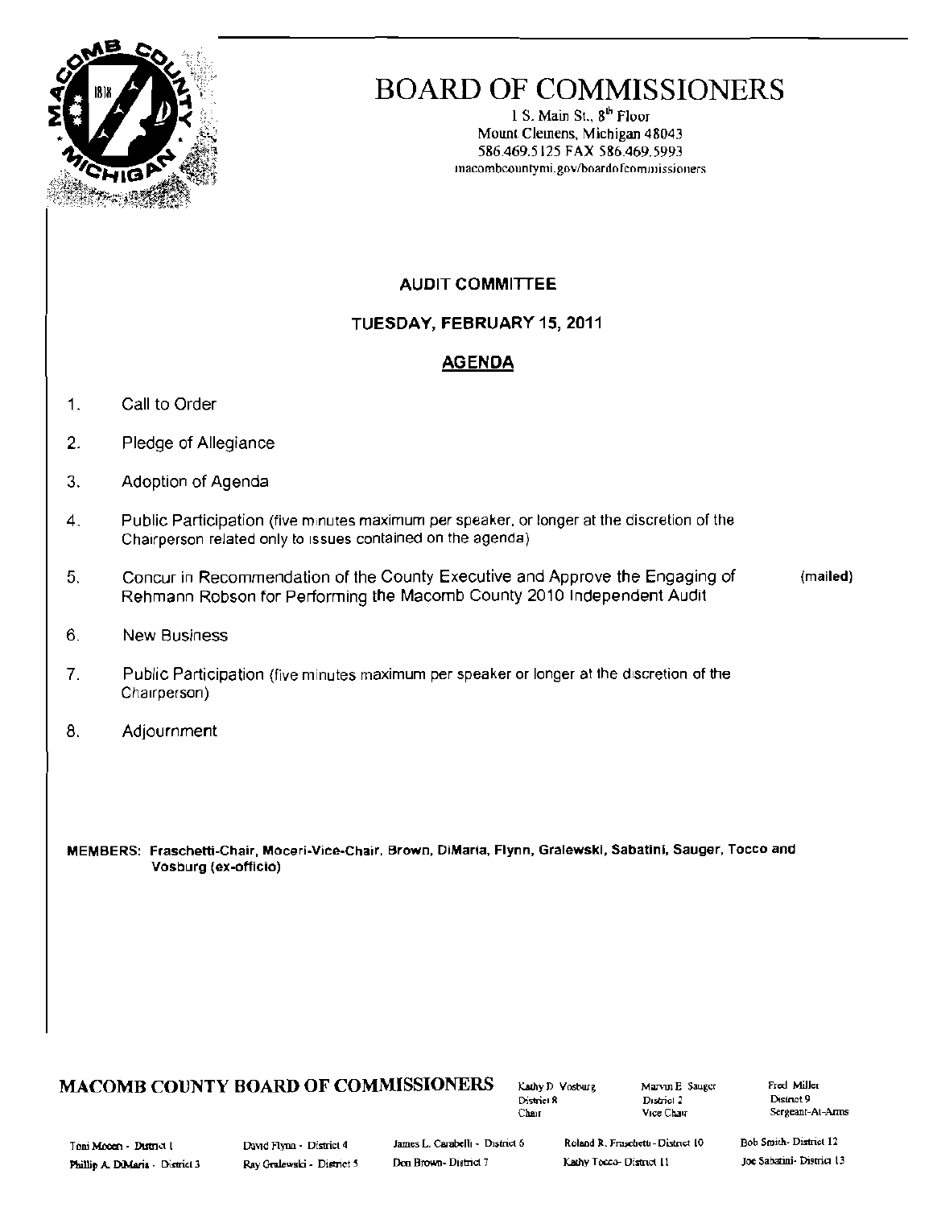# BOARD OF COMMISSIONERS

1 S. Main St., 8th Floor
Mount Clemens, Michigan 48043
586.469.5125 FAX 586.469.5993
macombcountymi.gov/boardofcommissioners

## AUDIT COMMITTEE

### TUESDAY, FEBRUARY 15, 2011

### AGENDA

1. Call to Order
2. Pledge of Allegiance
3. Adoption of Agenda
4. Public Participation (five minutes maximum per speaker, or longer at the discretion of the Chairperson related only to issues contained on the agenda)
5. Concur in Recommendation of the County Executive and Approve the Engaging of Rehmann Robson for Performing the Macomb County 2010 Independent Audit (mailed)
6. New Business
7. Public Participation (five minutes maximum per speaker or longer at the discretion of the Chairperson)
8. Adjournment

**MEMBERS: Fraschetti-Chair, Moceri-Vice-Chair, Brown, DiMaria, Flynn, Gralewski, Sabatini, Sauger, Tocco and Vosburg (ex-officio)**

**MACOMB COUNTY BOARD OF COMMISSIONERS**

Kathy D. Vosburg, District 8, Chair
Marvin E. Sauger, District 2, Vice Chair
Fred Miller, District 9, Sergeant-At-Arms

Toni Moceri - District 1
Phillip A. DiMaria - District 3
David Flynn - District 4
Ray Gralewski - District 5
James L. Carabelli - District 6
Don Brown - District 7
Roland R. Fraschetti - District 10
Kathy Tocco - District 11
Bob Smith - District 12
Joe Sabatini - District 13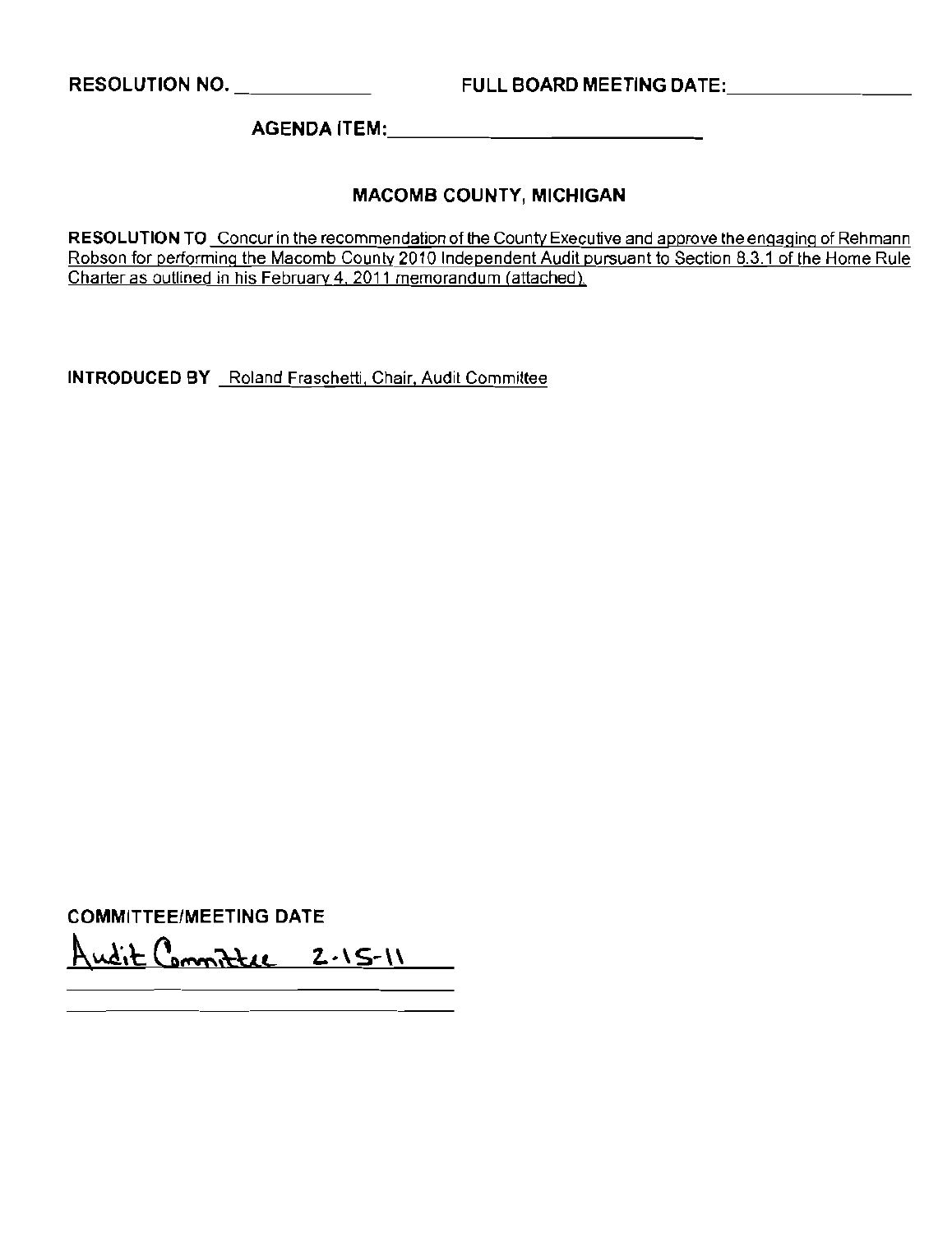RESOLUTION NO. ____________ FULL BOARD MEETING DATE: ________________

AGENDA ITEM: ______________________________

## MACOMB COUNTY, MICHIGAN

**RESOLUTION TO** Concur in the recommendation of the County Executive and approve the engaging of Rehmann Robson for performing the Macomb County 2010 Independent Audit pursuant to Section 8.3.1 of the Home Rule Charter as outlined in his February 4, 2011 memorandum (attached).

**INTRODUCED BY** Roland Fraschetti, Chair, Audit Committee

**COMMITTEE/MEETING DATE**

Audit Committee 2-15-11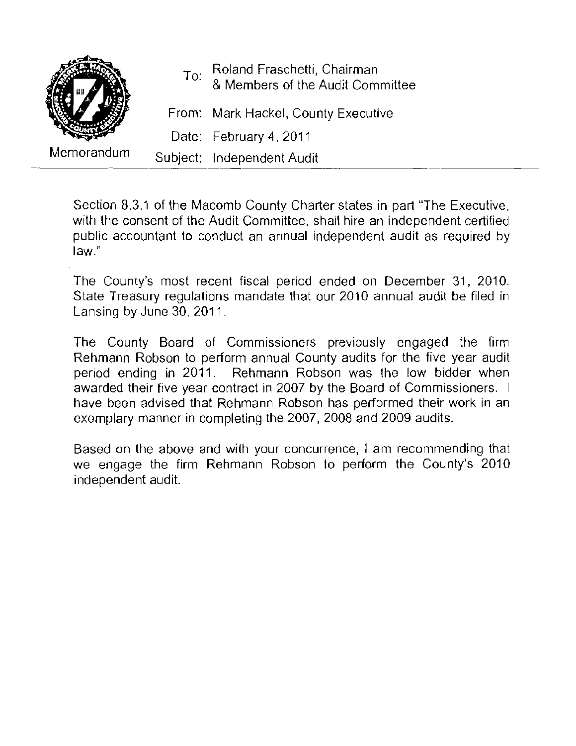Memorandum

To: Roland Fraschetti, Chairman & Members of the Audit Committee

From: Mark Hackel, County Executive

Date: February 4, 2011

Subject: Independent Audit

---

Section 8.3.1 of the Macomb County Charter states in part "The Executive, with the consent of the Audit Committee, shall hire an independent certified public accountant to conduct an annual independent audit as required by law."

The County's most recent fiscal period ended on December 31, 2010. State Treasury regulations mandate that our 2010 annual audit be filed in Lansing by June 30, 2011.

The County Board of Commissioners previously engaged the firm Rehmann Robson to perform annual County audits for the five year audit period ending in 2011. Rehmann Robson was the low bidder when awarded their five year contract in 2007 by the Board of Commissioners. I have been advised that Rehmann Robson has performed their work in an exemplary manner in completing the 2007, 2008 and 2009 audits.

Based on the above and with your concurrence, I am recommending that we engage the firm Rehmann Robson to perform the County's 2010 independent audit.